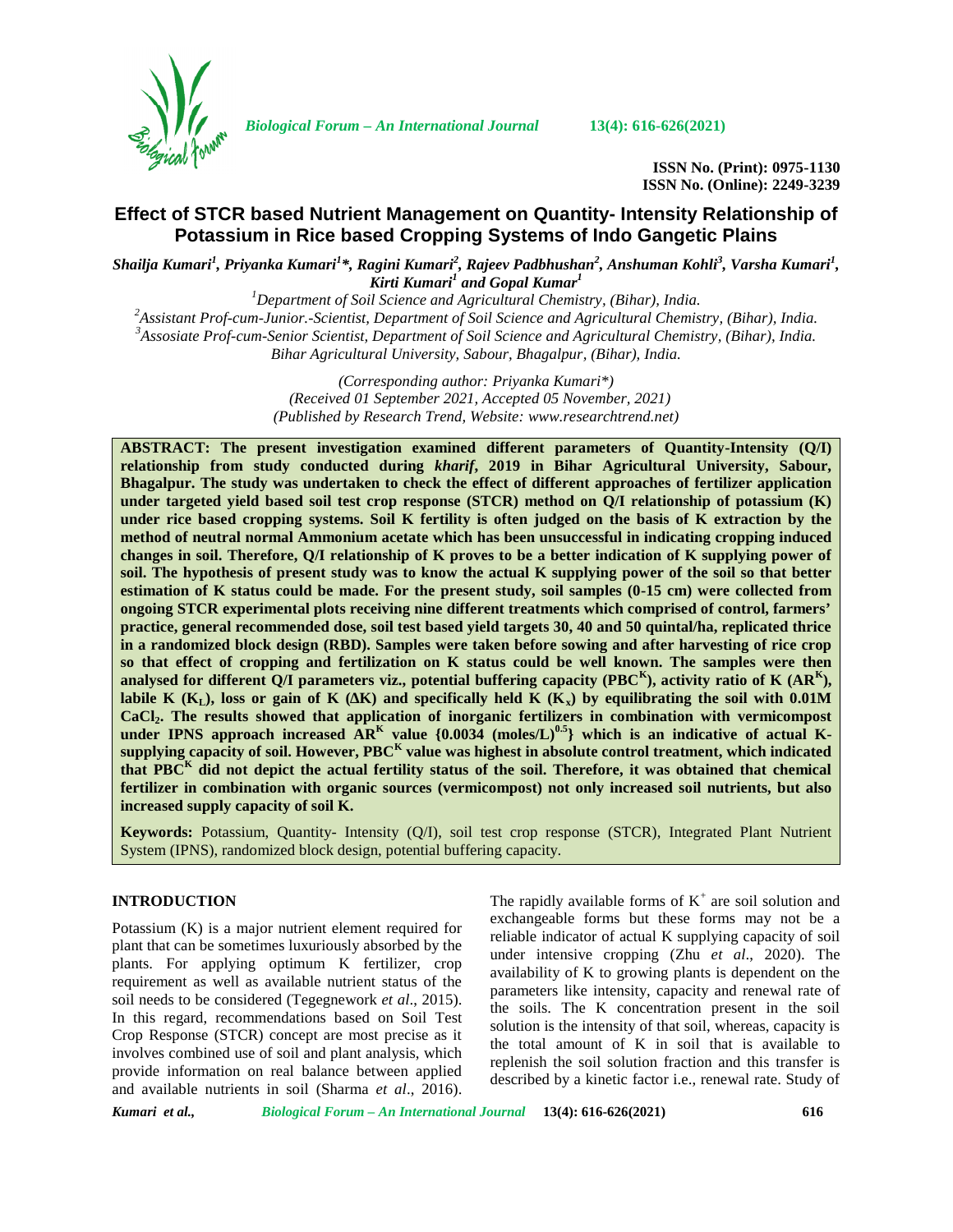Biological Forum – An International Journal 13(4): 616-626(2021)

ISSN No. (Print): 0975-1130
ISSN No. (Online): 2249-3239

# Effect of STCR based Nutrient Management on Quantity- Intensity Relationship of Potassium in Rice based Cropping Systems of Indo Gangetic Plains

*Shailja Kumari[1], Priyanka Kumari[1]*, Ragini Kumari[2], Rajeev Padbhushan[2], Anshuman Kohli[3], Varsha Kumari[1], Kirti Kumari[1] and Gopal Kumar[1]*

[1]Department of Soil Science and Agricultural Chemistry, (Bihar), India.
[2]Assistant Prof-cum-Junior.-Scientist, Department of Soil Science and Agricultural Chemistry, (Bihar), India.
[3]Assosiate Prof-cum-Senior Scientist, Department of Soil Science and Agricultural Chemistry, (Bihar), India.
Bihar Agricultural University, Sabour, Bhagalpur, (Bihar), India.

*(Corresponding author: Priyanka Kumari*)*
*(Received 01 September 2021, Accepted 05 November, 2021)*
*(Published by Research Trend, Website: www.researchtrend.net)*

**ABSTRACT: The present investigation examined different parameters of Quantity-Intensity (Q/I) relationship from study conducted during *kharif*, 2019 in Bihar Agricultural University, Sabour, Bhagalpur. The study was undertaken to check the effect of different approaches of fertilizer application under targeted yield based soil test crop response (STCR) method on Q/I relationship of potassium (K) under rice based cropping systems. Soil K fertility is often judged on the basis of K extraction by the method of neutral normal Ammonium acetate which has been unsuccessful in indicating cropping induced changes in soil. Therefore, Q/I relationship of K proves to be a better indication of K supplying power of soil. The hypothesis of present study was to know the actual K supplying power of the soil so that better estimation of K status could be made. For the present study, soil samples (0-15 cm) were collected from ongoing STCR experimental plots receiving nine different treatments which comprised of control, farmers' practice, general recommended dose, soil test based yield targets 30, 40 and 50 quintal/ha, replicated thrice in a randomized block design (RBD). Samples were taken before sowing and after harvesting of rice crop so that effect of cropping and fertilization on K status could be well known. The samples were then analysed for different Q/I parameters viz., potential buffering capacity ($PBC^K$), activity ratio of K ($AR^K$), labile K ($K_L$), loss or gain of K ($\Delta K$) and specifically held K ($K_x$) by equilibrating the soil with 0.01M $CaCl_2$. The results showed that application of inorganic fertilizers in combination with vermicompost under IPNS approach increased $AR^K$ value {0.0034 $(moles/L)^{0.5}$} which is an indicative of actual K-supplying capacity of soil. However, $PBC^K$ value was highest in absolute control treatment, which indicated that $PBC^K$ did not depict the actual fertility status of the soil. Therefore, it was obtained that chemical fertilizer in combination with organic sources (vermicompost) not only increased soil nutrients, but also increased supply capacity of soil K.**

**Keywords:** Potassium, Quantity- Intensity (Q/I), soil test crop response (STCR), Integrated Plant Nutrient System (IPNS), randomized block design, potential buffering capacity.

## INTRODUCTION

Potassium (K) is a major nutrient element required for plant that can be sometimes luxuriously absorbed by the plants. For applying optimum K fertilizer, crop requirement as well as available nutrient status of the soil needs to be considered (Tegegnework *et al*., 2015). In this regard, recommendations based on Soil Test Crop Response (STCR) concept are most precise as it involves combined use of soil and plant analysis, which provide information on real balance between applied and available nutrients in soil (Sharma *et al*., 2016). The rapidly available forms of $K^+$ are soil solution and exchangeable forms but these forms may not be a reliable indicator of actual K supplying capacity of soil under intensive cropping (Zhu *et al*., 2020). The availability of K to growing plants is dependent on the parameters like intensity, capacity and renewal rate of the soils. The K concentration present in the soil solution is the intensity of that soil, whereas, capacity is the total amount of K in soil that is available to replenish the soil solution fraction and this transfer is described by a kinetic factor i.e., renewal rate. Study of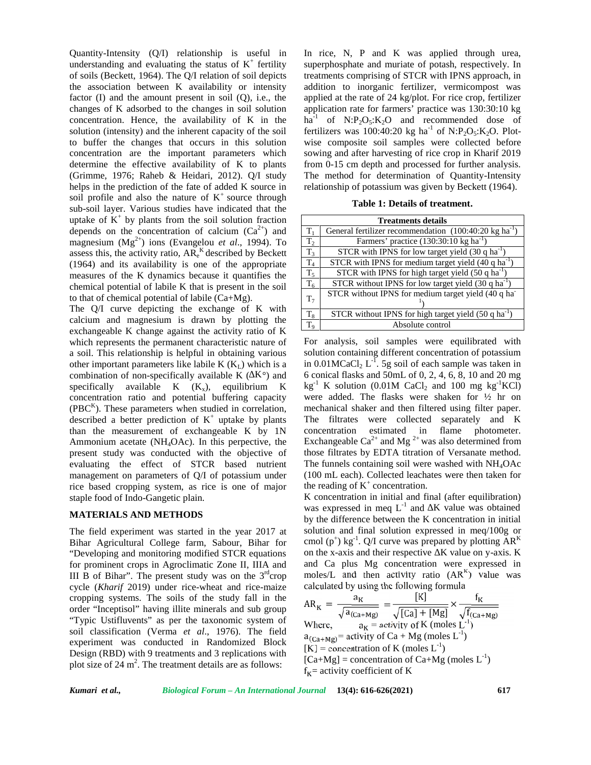Quantity-Intensity (Q/I) relationship is useful in understanding and evaluating the status of $K^+$ fertility of soils (Beckett, 1964). The Q/I relation of soil depicts the association between K availability or intensity factor (I) and the amount present in soil (Q), i.e., the changes of K adsorbed to the changes in soil solution concentration. Hence, the availability of K in the solution (intensity) and the inherent capacity of the soil to buffer the changes that occurs in this solution concentration are the important parameters which determine the effective availability of K to plants (Grimme, 1976; Raheb & Heidari, 2012). Q/I study helps in the prediction of the fate of added K source in soil profile and also the nature of $K^+$ source through sub-soil layer. Various studies have indicated that the uptake of $K^+$ by plants from the soil solution fraction depends on the concentration of calcium ($Ca^{2+}$) and magnesium ($Mg^{2+}$) ions (Evangelou *et al*., 1994). To assess this, the activity ratio, $AR_e^K$ described by Beckett (1964) and its availability is one of the appropriate measures of the K dynamics because it quantifies the chemical potential of labile K that is present in the soil to that of chemical potential of labile (Ca+Mg).

The Q/I curve depicting the exchange of K with calcium and magnesium is drawn by plotting the exchangeable K change against the activity ratio of K which represents the permanent characteristic nature of a soil. This relationship is helpful in obtaining various other important parameters like labile K ($K_L$) which is a combination of non-specifically available K ($\Delta K°$) and specifically available K ($K_x$), equilibrium K concentration ratio and potential buffering capacity ($PBC^K$). These parameters when studied in correlation, described a better prediction of $K^+$ uptake by plants than the measurement of exchangeable K by 1N Ammonium acetate ($NH_4OAc$). In this perpective, the present study was conducted with the objective of evaluating the effect of STCR based nutrient management on parameters of Q/I of potassium under rice based cropping system, as rice is one of major staple food of Indo-Gangetic plain.

## MATERIALS AND METHODS

The field experiment was started in the year 2017 at Bihar Agricultural College farm, Sabour, Bihar for "Developing and monitoring modified STCR equations for prominent crops in Agroclimatic Zone II, IIIA and III B of Bihar". The present study was on the 3rd crop cycle (*Kharif* 2019) under rice-wheat and rice-maize cropping systems. The soils of the study fall in the order "Inceptisol" having illite minerals and sub group "Typic Ustifluvents" as per the taxonomic system of soil classification (Verma *et al*., 1976). The field experiment was conducted in Randomized Block Design (RBD) with 9 treatments and 3 replications with plot size of 24 $m^2$. The treatment details are as follows:

In rice, N, P and K was applied through urea, superphosphate and muriate of potash, respectively. In treatments comprising of STCR with IPNS approach, in addition to inorganic fertilizer, vermicompost was applied at the rate of 24 kg/plot. For rice crop, fertilizer application rate for farmers' practice was 130:30:10 kg $ha^{-1}$ of $N:P_2O_5:K_2O$ and recommended dose of fertilizers was 100:40:20 kg $ha^{-1}$ of $N:P_2O_5:K_2O$. Plot-wise composite soil samples were collected before sowing and after harvesting of rice crop in Kharif 2019 from 0-15 cm depth and processed for further analysis. The method for determination of Quantity-Intensity relationship of potassium was given by Beckett (1964).

**Table 1: Details of treatment.**

| | Treatments details |
|---|---|
| $T_1$ | General fertilizer recommendation (100:40:20 kg $ha^{-1}$) |
| $T_2$ | Farmers' practice (130:30:10 kg $ha^{-1}$) |
| $T_3$ | STCR with IPNS for low target yield (30 q $ha^{-1}$) |
| $T_4$ | STCR with IPNS for medium target yield (40 q $ha^{-1}$) |
| $T_5$ | STCR with IPNS for high target yield (50 q $ha^{-1}$) |
| $T_6$ | STCR without IPNS for low target yield (30 q $ha^{-1}$) |
| $T_7$ | STCR without IPNS for medium target yield (40 q $ha^{-1}$) |
| $T_8$ | STCR without IPNS for high target yield (50 q $ha^{-1}$) |
| $T_9$ | Absolute control |

For analysis, soil samples were equilibrated with solution containing different concentration of potassium in 0.01M$CaCl_2$ $L^{-1}$. 5g soil of each sample was taken in 6 conical flasks and 50mL of 0, 2, 4, 6, 8, 10 and 20 mg $kg^{-1}$ K solution (0.01M $CaCl_2$ and 100 mg $kg^{-1}$KCl) were added. The flasks were shaken for ½ hr on mechanical shaker and then filtered using filter paper. The filtrates were collected separately and K concentration estimated in flame photometer. Exchangeable $Ca^{2+}$ and $Mg^{2+}$ was also determined from those filtrates by EDTA titration of Versanate method. The funnels containing soil were washed with $NH_4OAc$ (100 mL each). Collected leachates were then taken for the reading of $K^+$ concentration.

K concentration in initial and final (after equilibration) was expressed in meq $L^{-1}$ and ΔK value was obtained by the difference between the K concentration in initial solution and final solution expressed in meq/100g or cmol ($p^+$) $kg^{-1}$. Q/I curve was prepared by plotting $AR^K$ on the x-axis and their respective ΔK value on y-axis. K and Ca plus Mg concentration were expressed in moles/L and then activity ratio ($AR^K$) value was calculated by using the following formula

$$AR_K = \frac{a_K}{\sqrt{a_{(Ca+Mg)}}} = \frac{[K]}{\sqrt{[Ca]+[Mg]}} \times \frac{f_K}{\sqrt{f_{(Ca+Mg)}}}$$

Where, $a_K$ = activity of K (moles $L^{-1}$)

$a_{(Ca+Mg)}$ = activity of Ca + Mg (moles $L^{-1}$)

$[K]$ = concentration of K (moles $L^{-1}$)

$[Ca+Mg]$ = concentration of Ca+Mg (moles $L^{-1}$)

$f_K$ = activity coefficient of K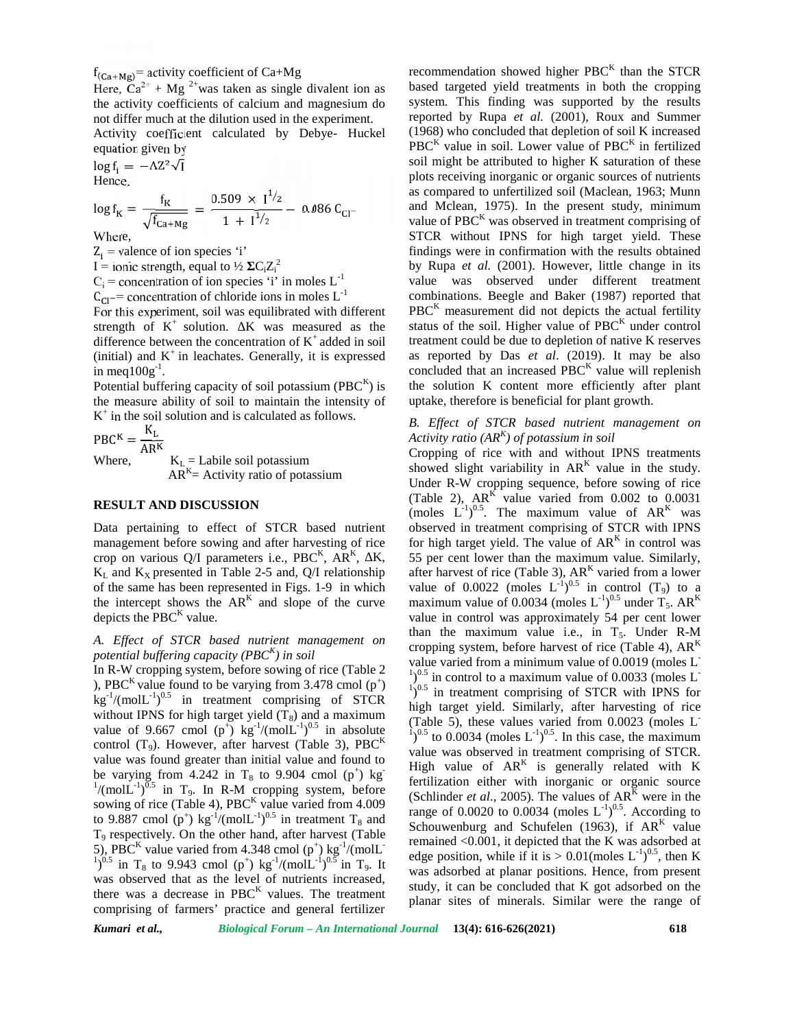$f_{(Ca+Mg)}$ = activity coefficient of Ca+Mg

Here, $Ca^{2+}$ + $Mg^{2+}$ was taken as single divalent ion as the activity coefficients of calcium and magnesium do not differ much at the dilution used in the experiment.

Activity coefficient calculated by Debye- Huckel equation given by

$$\log f_i = -AZ^2\sqrt{I}$$

Hence,

$$\log f_K = \frac{f_K}{\sqrt{f_{Ca+Mg}}} = \frac{0.509 \times I^{1/2}}{1 + I^{1/2}} - 0.086\, C_{Cl^-}$$

Where,

$Z_i$ = valence of ion species 'i'

I = ionic strength, equal to ½ $\Sigma C_i Z_i^2$

$C_i$ = concentration of ion species 'i' in moles $L^{-1}$

$C_{Cl^-}$ = concentration of chloride ions in moles $L^{-1}$

For this experiment, soil was equilibrated with different strength of $K^+$ solution. ΔK was measured as the difference between the concentration of $K^+$ added in soil (initial) and $K^+$ in leachates. Generally, it is expressed in meq$100g^{-1}$.

Potential buffering capacity of soil potassium ($PBC^K$) is the measure ability of soil to maintain the intensity of $K^+$ in the soil solution and is calculated as follows.

$$PBC^K = \frac{K_L}{AR^K}$$

Where, $K_L$ = Labile soil potassium

$AR^K$ = Activity ratio of potassium

## RESULT AND DISCUSSION

Data pertaining to effect of STCR based nutrient management before sowing and after harvesting of rice crop on various Q/I parameters i.e., $PBC^K$, $AR^K$, ΔK, $K_L$ and $K_X$ presented in Table 2-5 and, Q/I relationship of the same has been represented in Figs. 1-9 in which the intercept shows the $AR^K$ and slope of the curve depicts the $PBC^K$ value.

### *A. Effect of STCR based nutrient management on potential buffering capacity ($PBC^K$) in soil*

In R-W cropping system, before sowing of rice (Table 2 ), $PBC^K$ value found to be varying from 3.478 cmol ($p^+$) $kg^{-1}/(molL^{-1})^{0.5}$ in treatment comprising of STCR without IPNS for high target yield ($T_8$) and a maximum value of 9.667 cmol ($p^+$) $kg^{-1}/(molL^{-1})^{0.5}$ in absolute control ($T_9$). However, after harvest (Table 3), $PBC^K$ value was found greater than initial value and found to be varying from 4.242 in $T_8$ to 9.904 cmol ($p^+$) $kg^{-1}/(molL^{-1})^{0.5}$ in $T_9$. In R-M cropping system, before sowing of rice (Table 4), $PBC^K$ value varied from 4.009 to 9.887 cmol ($p^+$) $kg^{-1}/(molL^{-1})^{0.5}$ in treatment $T_8$ and $T_9$ respectively. On the other hand, after harvest (Table 5), $PBC^K$ value varied from 4.348 cmol ($p^+$) $kg^{-1}/(molL^{-1})^{0.5}$ in $T_8$ to 9.943 cmol ($p^+$) $kg^{-1}/(molL^{-1})^{0.5}$ in $T_9$. It was observed that as the level of nutrients increased, there was a decrease in $PBC^K$ values. The treatment comprising of farmers' practice and general fertilizer recommendation showed higher $PBC^K$ than the STCR based targeted yield treatments in both the cropping system. This finding was supported by the results reported by Rupa *et al.* (2001), Roux and Summer (1968) who concluded that depletion of soil K increased $PBC^K$ value in soil. Lower value of $PBC^K$ in fertilized soil might be attributed to higher K saturation of these plots receiving inorganic or organic sources of nutrients as compared to unfertilized soil (Maclean, 1963; Munn and Mclean, 1975). In the present study, minimum value of $PBC^K$ was observed in treatment comprising of STCR without IPNS for high target yield. These findings were in confirmation with the results obtained by Rupa *et al.* (2001). However, little change in its value was observed under different treatment combinations. Beegle and Baker (1987) reported that $PBC^K$ measurement did not depicts the actual fertility status of the soil. Higher value of $PBC^K$ under control treatment could be due to depletion of native K reserves as reported by Das *et al*. (2019). It may be also concluded that an increased $PBC^K$ value will replenish the solution K content more efficiently after plant uptake, therefore is beneficial for plant growth.

### *B. Effect of STCR based nutrient management on Activity ratio ($AR^K$) of potassium in soil*

Cropping of rice with and without IPNS treatments showed slight variability in $AR^K$ value in the study. Under R-W cropping sequence, before sowing of rice (Table 2), $AR^K$ value varied from 0.002 to 0.0031 $(moles\ L^{-1})^{0.5}$. The maximum value of $AR^K$ was observed in treatment comprising of STCR with IPNS for high target yield. The value of $AR^K$ in control was 55 per cent lower than the maximum value. Similarly, after harvest of rice (Table 3), $AR^K$ varied from a lower value of 0.0022 $(moles\ L^{-1})^{0.5}$ in control ($T_9$) to a maximum value of 0.0034 $(moles\ L^{-1})^{0.5}$ under $T_5$. $AR^K$ value in control was approximately 54 per cent lower than the maximum value i.e., in $T_5$. Under R-M cropping system, before harvest of rice (Table 4), $AR^K$ value varied from a minimum value of 0.0019 $(moles\ L^{-1})^{0.5}$ in control to a maximum value of 0.0033 $(moles\ L^{-1})^{0.5}$ in treatment comprising of STCR with IPNS for high target yield. Similarly, after harvesting of rice (Table 5), these values varied from 0.0023 $(moles\ L^{-1})^{0.5}$ to 0.0034 $(moles\ L^{-1})^{0.5}$. In this case, the maximum value was observed in treatment comprising of STCR. High value of $AR^K$ is generally related with K fertilization either with inorganic or organic source (Schlinder *et al*., 2005). The values of $AR^K$ were in the range of 0.0020 to 0.0034 $(moles\ L^{-1})^{0.5}$. According to Schouwenburg and Schufelen (1963), if $AR^K$ value remained <0.001, it depicted that the K was adsorbed at edge position, while if it is > 0.01$(moles\ L^{-1})^{0.5}$, then K was adsorbed at planar positions. Hence, from present study, it can be concluded that K got adsorbed on the planar sites of minerals. Similar were the range of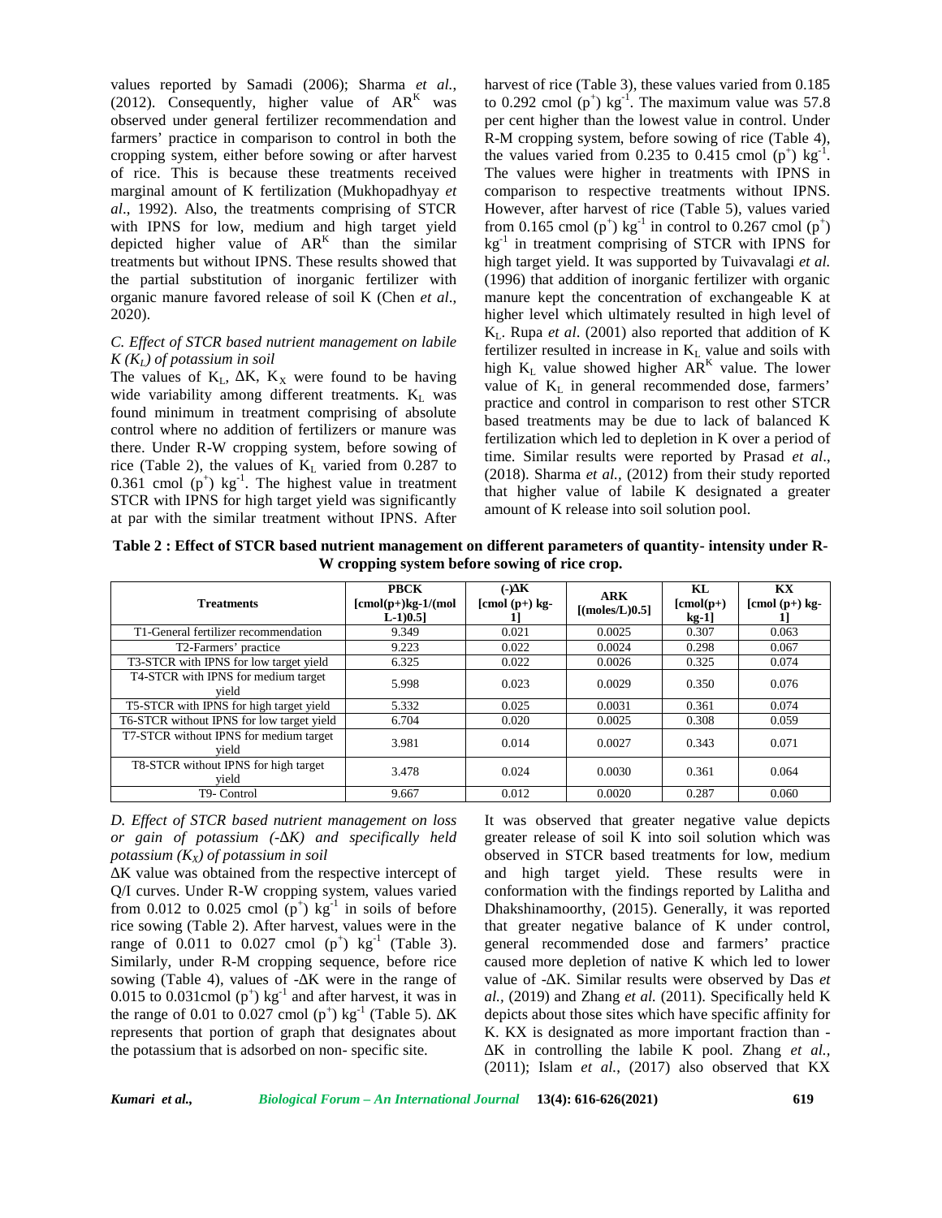values reported by Samadi (2006); Sharma *et al.*, (2012). Consequently, higher value of $AR^K$ was observed under general fertilizer recommendation and farmers' practice in comparison to control in both the cropping system, either before sowing or after harvest of rice. This is because these treatments received marginal amount of K fertilization (Mukhopadhyay *et al*., 1992). Also, the treatments comprising of STCR with IPNS for low, medium and high target yield depicted higher value of $AR^K$ than the similar treatments but without IPNS. These results showed that the partial substitution of inorganic fertilizer with organic manure favored release of soil K (Chen *et al*., 2020).

*C. Effect of STCR based nutrient management on labile K ($K_L$) of potassium in soil*

The values of $K_L$, ΔK, $K_X$ were found to be having wide variability among different treatments. $K_L$ was found minimum in treatment comprising of absolute control where no addition of fertilizers or manure was there. Under R-W cropping system, before sowing of rice (Table 2), the values of $K_L$ varied from 0.287 to 0.361 cmol $(p^+)$ $kg^{-1}$. The highest value in treatment STCR with IPNS for high target yield was significantly at par with the similar treatment without IPNS. After harvest of rice (Table 3), these values varied from 0.185 to 0.292 cmol $(p^+)$ $kg^{-1}$. The maximum value was 57.8 per cent higher than the lowest value in control. Under R-M cropping system, before sowing of rice (Table 4), the values varied from 0.235 to 0.415 cmol $(p^+)$ $kg^{-1}$. The values were higher in treatments with IPNS in comparison to respective treatments without IPNS. However, after harvest of rice (Table 5), values varied from 0.165 cmol $(p^+)$ $kg^{-1}$ in control to 0.267 cmol $(p^+)$ $kg^{-1}$ in treatment comprising of STCR with IPNS for high target yield. It was supported by Tuivavalagi *et al.* (1996) that addition of inorganic fertilizer with organic manure kept the concentration of exchangeable K at higher level which ultimately resulted in high level of $K_L$. Rupa *et al*. (2001) also reported that addition of K fertilizer resulted in increase in $K_L$ value and soils with high $K_L$ value showed higher $AR^K$ value. The lower value of $K_L$ in general recommended dose, farmers' practice and control in comparison to rest other STCR based treatments may be due to lack of balanced K fertilization which led to depletion in K over a period of time. Similar results were reported by Prasad *et al*., (2018). Sharma *et al.,* (2012) from their study reported that higher value of labile K designated a greater amount of K release into soil solution pool.

**Table 2 : Effect of STCR based nutrient management on different parameters of quantity- intensity under R-W cropping system before sowing of rice crop.**

| Treatments | PBCK [cmol(p+)kg-1/(mol L-1)0.5] | (-)ΔK [cmol (p+) kg-1] | ARK [(moles/L)0.5] | KL [cmol(p+) kg-1] | KX [cmol (p+) kg-1] |
|---|---|---|---|---|---|
| T1-General fertilizer recommendation | 9.349 | 0.021 | 0.0025 | 0.307 | 0.063 |
| T2-Farmers' practice | 9.223 | 0.022 | 0.0024 | 0.298 | 0.067 |
| T3-STCR with IPNS for low target yield | 6.325 | 0.022 | 0.0026 | 0.325 | 0.074 |
| T4-STCR with IPNS for medium target yield | 5.998 | 0.023 | 0.0029 | 0.350 | 0.076 |
| T5-STCR with IPNS for high target yield | 5.332 | 0.025 | 0.0031 | 0.361 | 0.074 |
| T6-STCR without IPNS for low target yield | 6.704 | 0.020 | 0.0025 | 0.308 | 0.059 |
| T7-STCR without IPNS for medium target yield | 3.981 | 0.014 | 0.0027 | 0.343 | 0.071 |
| T8-STCR without IPNS for high target yield | 3.478 | 0.024 | 0.0030 | 0.361 | 0.064 |
| T9- Control | 9.667 | 0.012 | 0.0020 | 0.287 | 0.060 |

*D. Effect of STCR based nutrient management on loss or gain of potassium (-ΔK) and specifically held potassium ($K_X$) of potassium in soil*

ΔK value was obtained from the respective intercept of Q/I curves. Under R-W cropping system, values varied from 0.012 to 0.025 cmol $(p^+)$ $kg^{-1}$ in soils of before rice sowing (Table 2). After harvest, values were in the range of 0.011 to 0.027 cmol $(p^+)$ $kg^{-1}$ (Table 3). Similarly, under R-M cropping sequence, before rice sowing (Table 4), values of -ΔK were in the range of 0.015 to 0.031cmol $(p^+)$ $kg^{-1}$ and after harvest, it was in the range of 0.01 to 0.027 cmol $(p^+)$ $kg^{-1}$ (Table 5). ΔK represents that portion of graph that designates about the potassium that is adsorbed on non- specific site.

It was observed that greater negative value depicts greater release of soil K into soil solution which was observed in STCR based treatments for low, medium and high target yield. These results were in conformation with the findings reported by Lalitha and Dhakshinamoorthy, (2015). Generally, it was reported that greater negative balance of K under control, general recommended dose and farmers' practice caused more depletion of native K which led to lower value of -ΔK. Similar results were observed by Das *et al.,* (2019) and Zhang *et al.* (2011). Specifically held K depicts about those sites which have specific affinity for K. KX is designated as more important fraction than -ΔK in controlling the labile K pool. Zhang *et al.,* (2011); Islam *et al.*, (2017) also observed that KX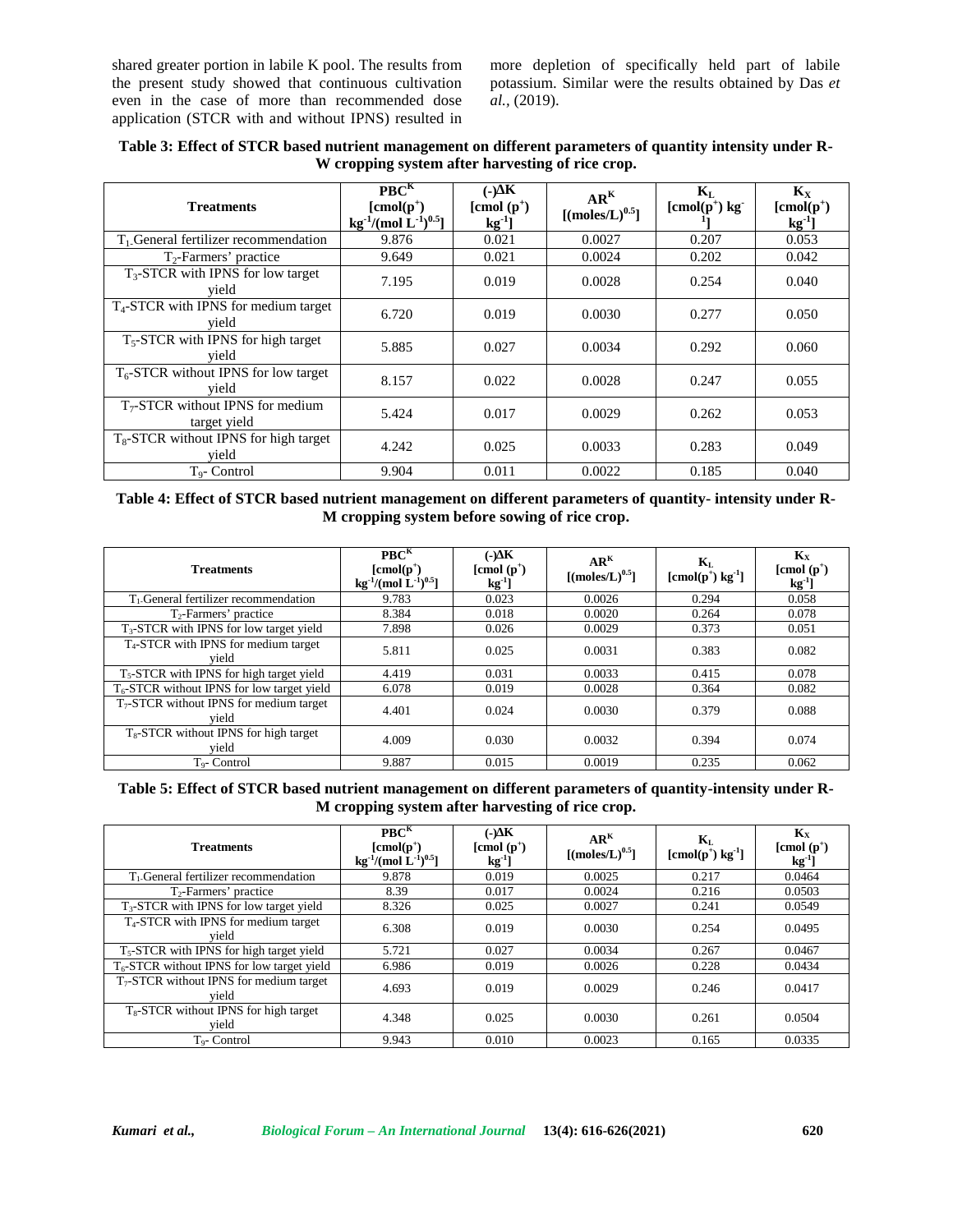shared greater portion in labile K pool. The results from the present study showed that continuous cultivation even in the case of more than recommended dose application (STCR with and without IPNS) resulted in more depletion of specifically held part of labile potassium. Similar were the results obtained by Das *et al.*, (2019).

**Table 3: Effect of STCR based nutrient management on different parameters of quantity intensity under R-W cropping system after harvesting of rice crop.**

| Treatments | $PBC^K$ [cmol($p^+$) $kg^{-1}$/(mol $L^{-1}$)$^{0.5}$] | (-)ΔK [cmol ($p^+$) $kg^{-1}$] | $AR^K$ [(moles/L)$^{0.5}$] | $K_L$ [cmol($p^+$) $kg^{-1}$] | $K_X$ [cmol($p^+$) $kg^{-1}$] |
|---|---|---|---|---|---|
| $T_1$-General fertilizer recommendation | 9.876 | 0.021 | 0.0027 | 0.207 | 0.053 |
| $T_2$-Farmers' practice | 9.649 | 0.021 | 0.0024 | 0.202 | 0.042 |
| $T_3$-STCR with IPNS for low target yield | 7.195 | 0.019 | 0.0028 | 0.254 | 0.040 |
| $T_4$-STCR with IPNS for medium target yield | 6.720 | 0.019 | 0.0030 | 0.277 | 0.050 |
| $T_5$-STCR with IPNS for high target yield | 5.885 | 0.027 | 0.0034 | 0.292 | 0.060 |
| $T_6$-STCR without IPNS for low target yield | 8.157 | 0.022 | 0.0028 | 0.247 | 0.055 |
| $T_7$-STCR without IPNS for medium target yield | 5.424 | 0.017 | 0.0029 | 0.262 | 0.053 |
| $T_8$-STCR without IPNS for high target yield | 4.242 | 0.025 | 0.0033 | 0.283 | 0.049 |
| $T_9$- Control | 9.904 | 0.011 | 0.0022 | 0.185 | 0.040 |

**Table 4: Effect of STCR based nutrient management on different parameters of quantity- intensity under R-M cropping system before sowing of rice crop.**

| Treatments | $PBC^K$ [cmol($p^+$) $kg^{-1}$/(mol $L^{-1}$)$^{0.5}$] | (-)ΔK [cmol ($p^+$) $kg^{-1}$] | $AR^K$ [(moles/L)$^{0.5}$] | $K_L$ [cmol($p^+$) $kg^{-1}$] | $K_X$ [cmol ($p^+$) $kg^{-1}$] |
|---|---|---|---|---|---|
| $T_1$-General fertilizer recommendation | 9.783 | 0.023 | 0.0026 | 0.294 | 0.058 |
| $T_2$-Farmers' practice | 8.384 | 0.018 | 0.0020 | 0.264 | 0.078 |
| $T_3$-STCR with IPNS for low target yield | 7.898 | 0.026 | 0.0029 | 0.373 | 0.051 |
| $T_4$-STCR with IPNS for medium target yield | 5.811 | 0.025 | 0.0031 | 0.383 | 0.082 |
| $T_5$-STCR with IPNS for high target yield | 4.419 | 0.031 | 0.0033 | 0.415 | 0.078 |
| $T_6$-STCR without IPNS for low target yield | 6.078 | 0.019 | 0.0028 | 0.364 | 0.082 |
| $T_7$-STCR without IPNS for medium target yield | 4.401 | 0.024 | 0.0030 | 0.379 | 0.088 |
| $T_8$-STCR without IPNS for high target yield | 4.009 | 0.030 | 0.0032 | 0.394 | 0.074 |
| $T_9$- Control | 9.887 | 0.015 | 0.0019 | 0.235 | 0.062 |

**Table 5: Effect of STCR based nutrient management on different parameters of quantity-intensity under R-M cropping system after harvesting of rice crop.**

| Treatments | $PBC^K$ [cmol($p^+$) $kg^{-1}$/(mol $L^{-1}$)$^{0.5}$] | (-)ΔK [cmol ($p^+$) $kg^{-1}$] | $AR^K$ [(moles/L)$^{0.5}$] | $K_L$ [cmol($p^+$) $kg^{-1}$] | $K_X$ [cmol ($p^+$) $kg^{-1}$] |
|---|---|---|---|---|---|
| $T_1$-General fertilizer recommendation | 9.878 | 0.019 | 0.0025 | 0.217 | 0.0464 |
| $T_2$-Farmers' practice | 8.39 | 0.017 | 0.0024 | 0.216 | 0.0503 |
| $T_3$-STCR with IPNS for low target yield | 8.326 | 0.025 | 0.0027 | 0.241 | 0.0549 |
| $T_4$-STCR with IPNS for medium target yield | 6.308 | 0.019 | 0.0030 | 0.254 | 0.0495 |
| $T_5$-STCR with IPNS for high target yield | 5.721 | 0.027 | 0.0034 | 0.267 | 0.0467 |
| $T_6$-STCR without IPNS for low target yield | 6.986 | 0.019 | 0.0026 | 0.228 | 0.0434 |
| $T_7$-STCR without IPNS for medium target yield | 4.693 | 0.019 | 0.0029 | 0.246 | 0.0417 |
| $T_8$-STCR without IPNS for high target yield | 4.348 | 0.025 | 0.0030 | 0.261 | 0.0504 |
| $T_9$- Control | 9.943 | 0.010 | 0.0023 | 0.165 | 0.0335 |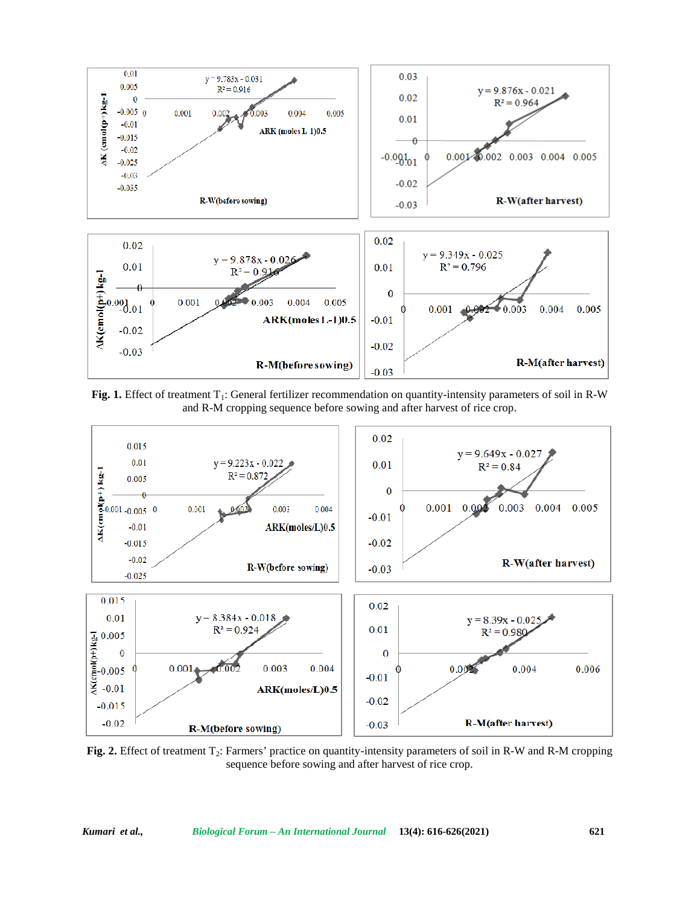**Fig. 1.** Effect of treatment $T_1$: General fertilizer recommendation on quantity-intensity parameters of soil in R-W and R-M cropping sequence before sowing and after harvest of rice crop.

**Fig. 2.** Effect of treatment $T_2$: Farmers' practice on quantity-intensity parameters of soil in R-W and R-M cropping sequence before sowing and after harvest of rice crop.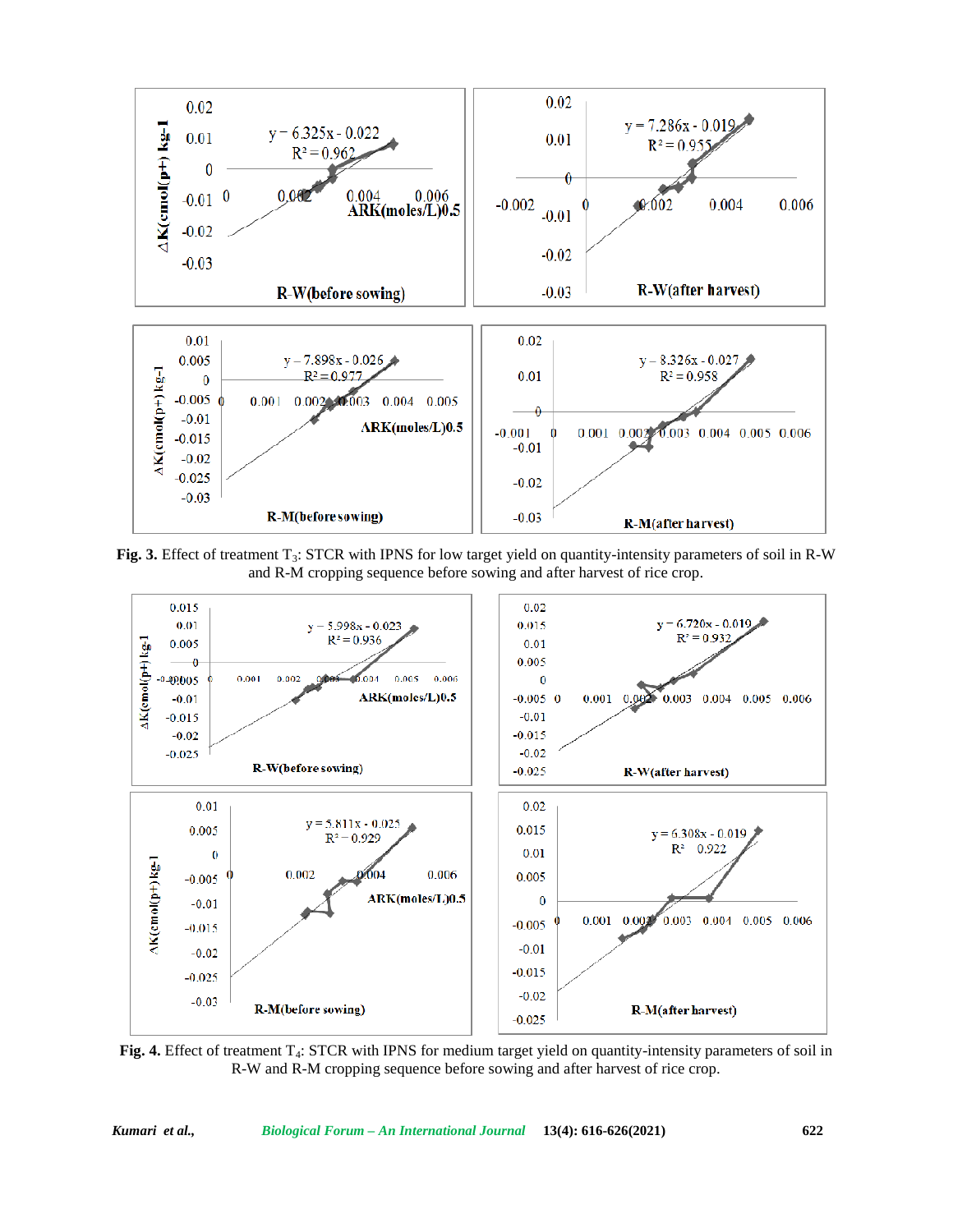**Fig. 3.** Effect of treatment $T_3$: STCR with IPNS for low target yield on quantity-intensity parameters of soil in R-W and R-M cropping sequence before sowing and after harvest of rice crop.

**Fig. 4.** Effect of treatment $T_4$: STCR with IPNS for medium target yield on quantity-intensity parameters of soil in R-W and R-M cropping sequence before sowing and after harvest of rice crop.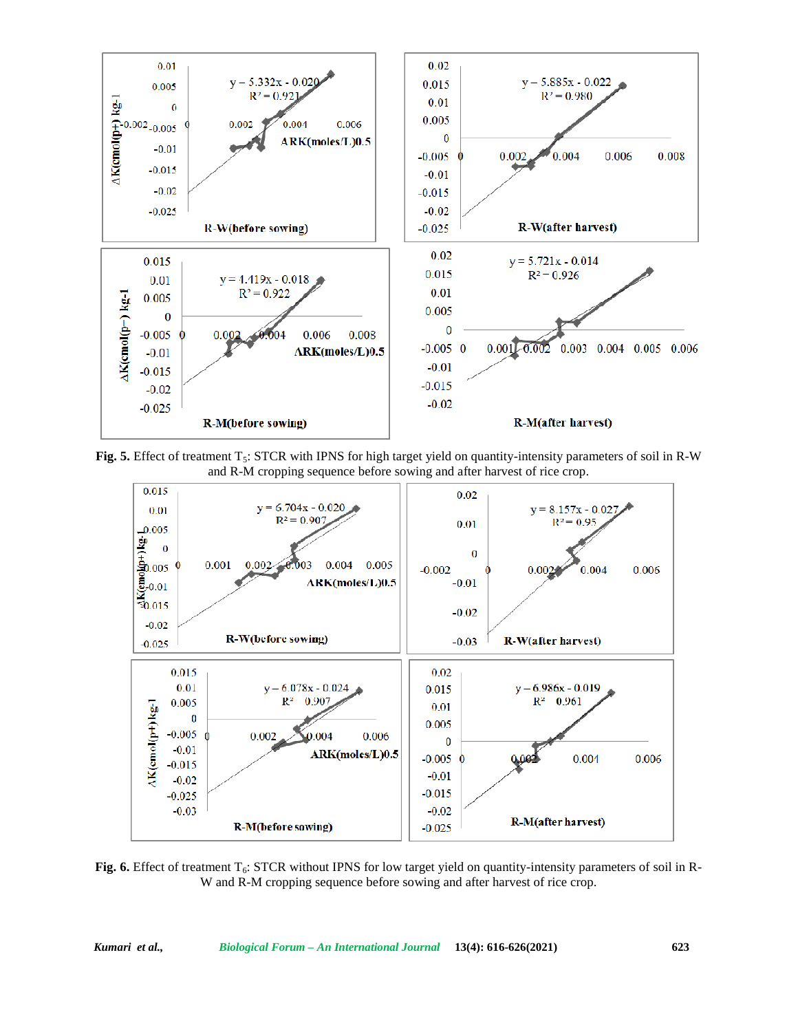**Fig. 5.** Effect of treatment $T_5$: STCR with IPNS for high target yield on quantity-intensity parameters of soil in R-W and R-M cropping sequence before sowing and after harvest of rice crop.

**Fig. 6.** Effect of treatment $T_6$: STCR without IPNS for low target yield on quantity-intensity parameters of soil in R-W and R-M cropping sequence before sowing and after harvest of rice crop.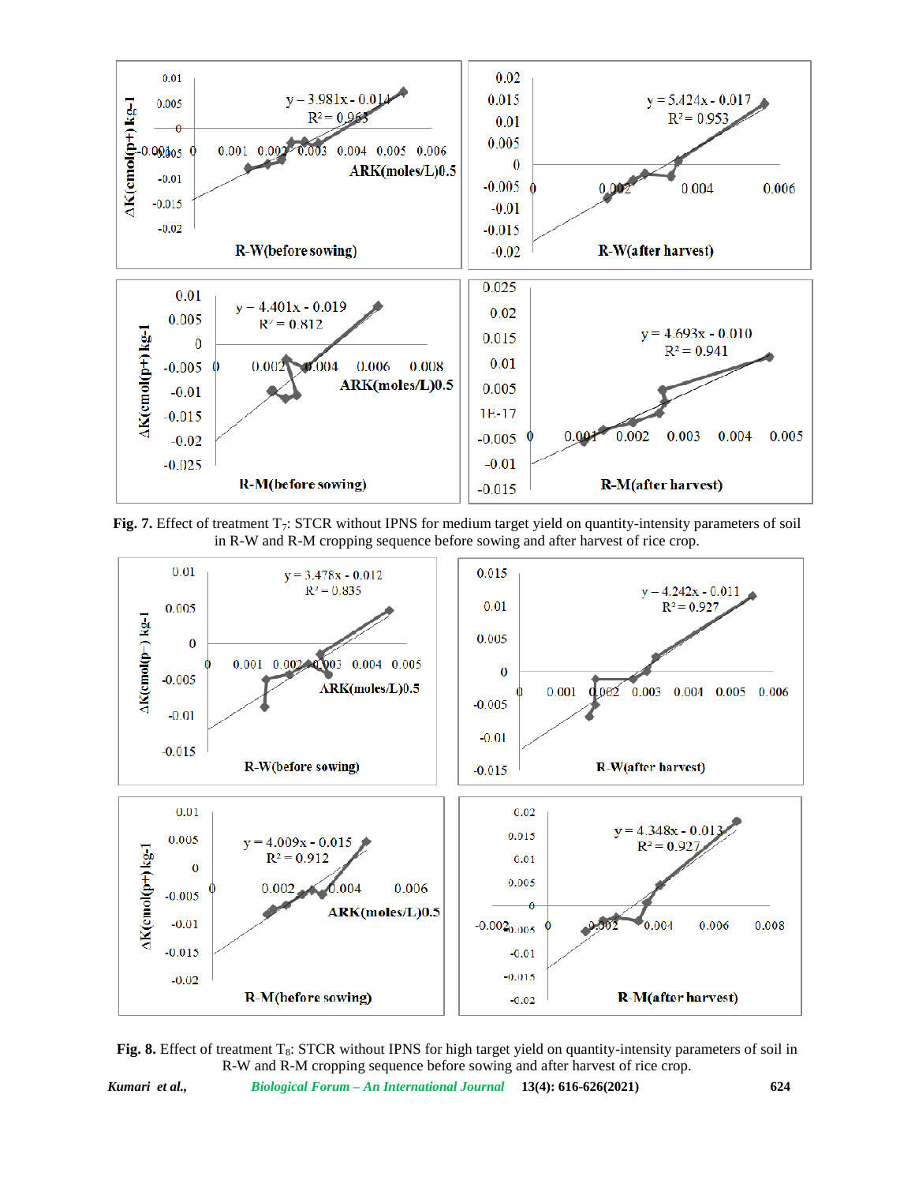**Fig. 7.** Effect of treatment $T_7$: STCR without IPNS for medium target yield on quantity-intensity parameters of soil in R-W and R-M cropping sequence before sowing and after harvest of rice crop.

**Fig. 8.** Effect of treatment $T_8$: STCR without IPNS for high target yield on quantity-intensity parameters of soil in R-W and R-M cropping sequence before sowing and after harvest of rice crop.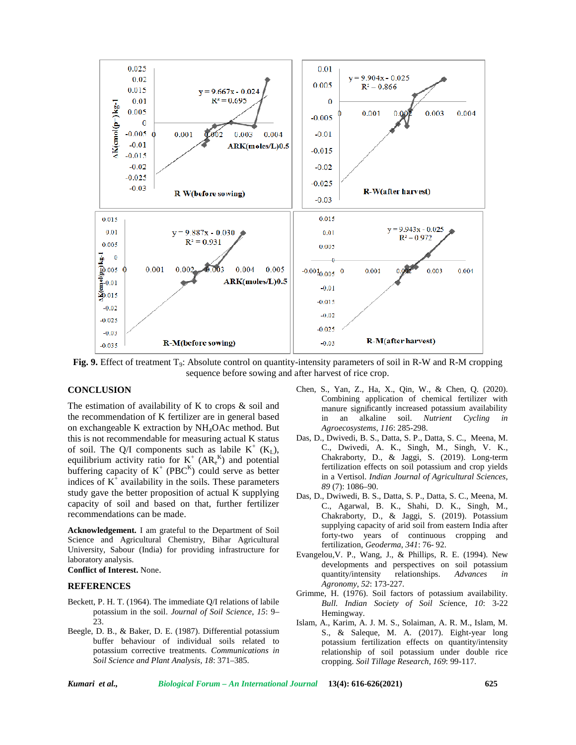**Fig. 9.** Effect of treatment $T_9$: Absolute control on quantity-intensity parameters of soil in R-W and R-M cropping sequence before sowing and after harvest of rice crop.

## CONCLUSION

The estimation of availability of K to crops & soil and the recommendation of K fertilizer are in general based on exchangeable K extraction by $NH_4OAc$ method. But this is not recommendable for measuring actual K status of soil. The Q/I components such as labile $K^+$ ($K_L$), equilibrium activity ratio for $K^+$ ($AR_e^K$) and potential buffering capacity of $K^+$ ($PBC^K$) could serve as better indices of $K^+$ availability in the soils. These parameters study gave the better proposition of actual K supplying capacity of soil and based on that, further fertilizer recommendations can be made.

**Acknowledgement.** I am grateful to the Department of Soil Science and Agricultural Chemistry, Bihar Agricultural University, Sabour (India) for providing infrastructure for laboratory analysis.

**Conflict of Interest.** None.

## REFERENCES

Beckett, P. H. T. (1964). The immediate Q/I relations of labile potassium in the soil. *Journal of Soil Science*, *15*: 9–23.

Beegle, D. B., & Baker, D. E. (1987). Differential potassium buffer behaviour of individual soils related to potassium corrective treatments. *Communications in Soil Science and Plant Analysis, 18*: 371–385.

Chen, S., Yan, Z., Ha, X., Qin, W., & Chen, Q. (2020). Combining application of chemical fertilizer with manure significantly increased potassium availability in an alkaline soil. *Nutrient Cycling in Agroecosystems*, *116*: 285-298.

Das, D., Dwivedi, B. S., Datta, S. P., Datta, S. C., Meena, M. C., Dwivedi, A. K., Singh, M., Singh, V. K., Chakraborty, D., & Jaggi, S. (2019). Long-term fertilization effects on soil potassium and crop yields in a Vertisol. *Indian Journal of Agricultural Sciences*, *89* (7): 1086–90.

Das, D., Dwiwedi, B. S., Datta, S. P., Datta, S. C., Meena, M. C., Agarwal, B. K., Shahi, D. K., Singh, M., Chakraborty, D., & Jaggi, S. (2019). Potassium supplying capacity of arid soil from eastern India after forty-two years of continuous cropping and fertilization, *Geoderma*, *341*: 76- 92.

Evangelou,V. P., Wang, J., & Phillips, R. E. (1994). New developments and perspectives on soil potassium quantity/intensity relationships. *Advances in Agronomy*, *52*: 173-227.

Grimme, H. (1976). Soil factors of potassium availability. *Bull. Indian Society of Soil Sci*ence, *10*: 3-22 Hemingway.

Islam, A., Karim, A. J. M. S., Solaiman, A. R. M., Islam, M. S., & Saleque, M. A. (2017). Eight-year long potassium fertilization effects on quantity/intensity relationship of soil potassium under double rice cropping. *Soil Tillage Research*, *169*: 99-117.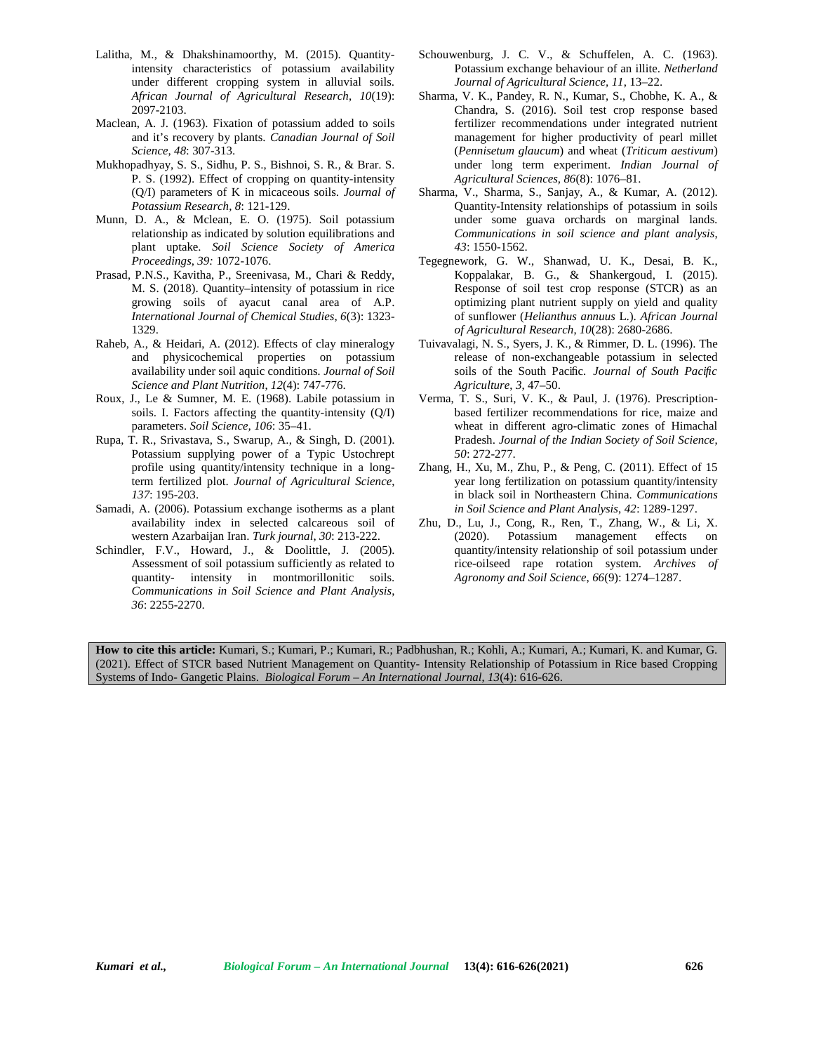Lalitha, M., & Dhakshinamoorthy, M. (2015). Quantity-intensity characteristics of potassium availability under different cropping system in alluvial soils. *African Journal of Agricultural Research*, *10*(19): 2097-2103.

Maclean, A. J. (1963). Fixation of potassium added to soils and it's recovery by plants. *Canadian Journal of Soil Science*, *48*: 307-313.

Mukhopadhyay, S. S., Sidhu, P. S., Bishnoi, S. R., & Brar. S. P. S. (1992). Effect of cropping on quantity-intensity (Q/I) parameters of K in micaceous soils. *Journal of Potassium Research, 8*: 121-129.

Munn, D. A., & Mclean, E. O. (1975). Soil potassium relationship as indicated by solution equilibrations and plant uptake. *Soil Science Society of America Proceedings, 39:* 1072-1076.

Prasad, P.N.S., Kavitha, P., Sreenivasa, M., Chari & Reddy, M. S. (2018). Quantity–intensity of potassium in rice growing soils of ayacut canal area of A.P. *International Journal of Chemical Studies*, *6*(3): 1323-1329.

Raheb, A., & Heidari, A. (2012). Effects of clay mineralogy and physicochemical properties on potassium availability under soil aquic conditions. *Journal of Soil Science and Plant Nutrition*, *12*(4): 747-776.

Roux, J., Le & Sumner, M. E. (1968). Labile potassium in soils. I. Factors affecting the quantity-intensity (Q/I) parameters. *Soil Science, 106*: 35–41.

Rupa, T. R., Srivastava, S., Swarup, A., & Singh, D. (2001). Potassium supplying power of a Typic Ustochrept profile using quantity/intensity technique in a long-term fertilized plot. *Journal of Agricultural Science, 137*: 195-203.

Samadi, A. (2006). Potassium exchange isotherms as a plant availability index in selected calcareous soil of western Azarbaijan Iran. *Turk journal, 30*: 213-222.

Schindler, F.V., Howard, J., & Doolittle, J. (2005). Assessment of soil potassium sufficiently as related to quantity- intensity in montmorillonitic soils. *Communications in Soil Science and Plant Analysis, 36*: 2255-2270.

Schouwenburg, J. C. V., & Schuffelen, A. C. (1963). Potassium exchange behaviour of an illite. *Netherland Journal of Agricultural Science, 11*, 13–22.

Sharma, V. K., Pandey, R. N., Kumar, S., Chobhe, K. A., & Chandra, S. (2016). Soil test crop response based fertilizer recommendations under integrated nutrient management for higher productivity of pearl millet (*Pennisetum glaucum*) and wheat (*Triticum aestivum*) under long term experiment. *Indian Journal of Agricultural Sciences, 86*(8): 1076–81.

Sharma, V., Sharma, S., Sanjay, A., & Kumar, A. (2012). Quantity-Intensity relationships of potassium in soils under some guava orchards on marginal lands. *Communications in soil science and plant analysis*, *43*: 1550-1562.

Tegegnework, G. W., Shanwad, U. K., Desai, B. K., Koppalakar, B. G., & Shankergoud, I. (2015). Response of soil test crop response (STCR) as an optimizing plant nutrient supply on yield and quality of sunflower (*Helianthus annuus* L.). *African Journal of Agricultural Research, 10*(28): 2680-2686.

Tuivavalagi, N. S., Syers, J. K., & Rimmer, D. L. (1996). The release of non-exchangeable potassium in selected soils of the South Pacific. *Journal of South Pacific Agriculture*, *3*, 47–50.

Verma, T. S., Suri, V. K., & Paul, J. (1976). Prescription-based fertilizer recommendations for rice, maize and wheat in different agro-climatic zones of Himachal Pradesh. *Journal of the Indian Society of Soil Science, 50*: 272-277.

Zhang, H., Xu, M., Zhu, P., & Peng, C. (2011). Effect of 15 year long fertilization on potassium quantity/intensity in black soil in Northeastern China. *Communications in Soil Science and Plant Analysis*, *42*: 1289-1297.

Zhu, D., Lu, J., Cong, R., Ren, T., Zhang, W., & Li, X. (2020). Potassium management effects on quantity/intensity relationship of soil potassium under rice-oilseed rape rotation system. *Archives of Agronomy and Soil Science*, *66*(9): 1274–1287.

**How to cite this article:** Kumari, S.; Kumari, P.; Kumari, R.; Padbhushan, R.; Kohli, A.; Kumari, A.; Kumari, K. and Kumar, G. (2021). Effect of STCR based Nutrient Management on Quantity- Intensity Relationship of Potassium in Rice based Cropping Systems of Indo- Gangetic Plains. *Biological Forum – An International Journal*, *13*(4): 616-626.